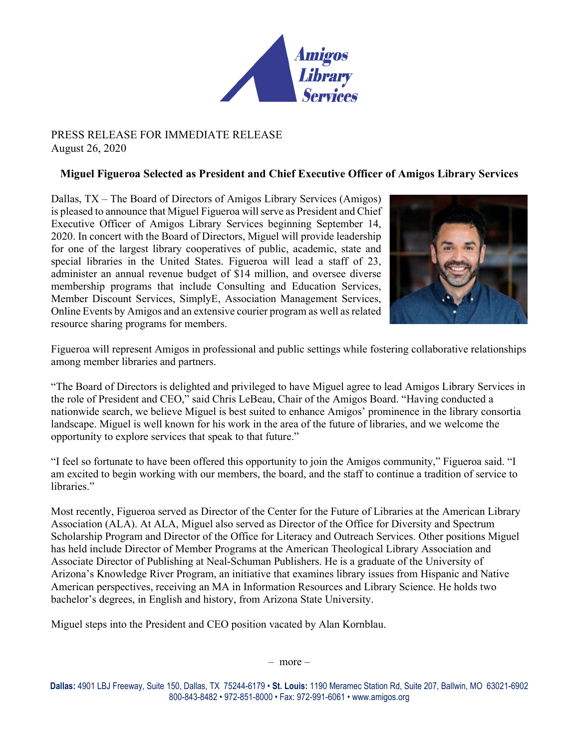Amigos Library Services

PRESS RELEASE FOR IMMEDIATE RELEASE
August 26, 2020

## Miguel Figueroa Selected as President and Chief Executive Officer of Amigos Library Services

Dallas, TX – The Board of Directors of Amigos Library Services (Amigos) is pleased to announce that Miguel Figueroa will serve as President and Chief Executive Officer of Amigos Library Services beginning September 14, 2020. In concert with the Board of Directors, Miguel will provide leadership for one of the largest library cooperatives of public, academic, state and special libraries in the United States. Figueroa will lead a staff of 23, administer an annual revenue budget of $14 million, and oversee diverse membership programs that include Consulting and Education Services, Member Discount Services, SimplyE, Association Management Services, Online Events by Amigos and an extensive courier program as well as related resource sharing programs for members.

Figueroa will represent Amigos in professional and public settings while fostering collaborative relationships among member libraries and partners.

"The Board of Directors is delighted and privileged to have Miguel agree to lead Amigos Library Services in the role of President and CEO," said Chris LeBeau, Chair of the Amigos Board. "Having conducted a nationwide search, we believe Miguel is best suited to enhance Amigos' prominence in the library consortia landscape. Miguel is well known for his work in the area of the future of libraries, and we welcome the opportunity to explore services that speak to that future."

"I feel so fortunate to have been offered this opportunity to join the Amigos community," Figueroa said. "I am excited to begin working with our members, the board, and the staff to continue a tradition of service to libraries."

Most recently, Figueroa served as Director of the Center for the Future of Libraries at the American Library Association (ALA). At ALA, Miguel also served as Director of the Office for Diversity and Spectrum Scholarship Program and Director of the Office for Literacy and Outreach Services. Other positions Miguel has held include Director of Member Programs at the American Theological Library Association and Associate Director of Publishing at Neal-Schuman Publishers. He is a graduate of the University of Arizona's Knowledge River Program, an initiative that examines library issues from Hispanic and Native American perspectives, receiving an MA in Information Resources and Library Science. He holds two bachelor's degrees, in English and history, from Arizona State University.

Miguel steps into the President and CEO position vacated by Alan Kornblau.

– more –

**Dallas:** 4901 LBJ Freeway, Suite 150, Dallas, TX 75244-6179 • **St. Louis:** 1190 Meramec Station Rd, Suite 207, Ballwin, MO 63021-6902
800-843-8482 • 972-851-8000 • Fax: 972-991-6061 • www.amigos.org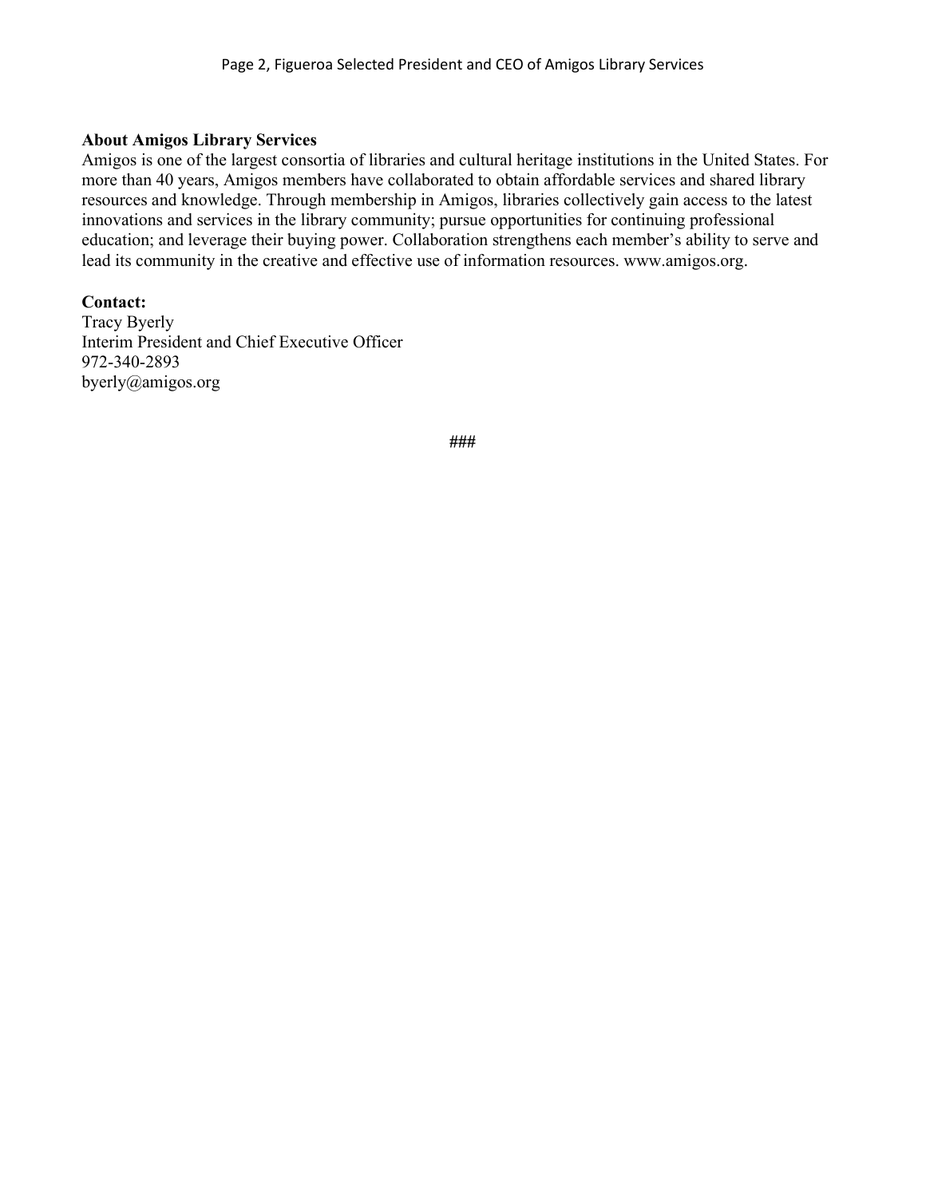**About Amigos Library Services**

Amigos is one of the largest consortia of libraries and cultural heritage institutions in the United States. For more than 40 years, Amigos members have collaborated to obtain affordable services and shared library resources and knowledge. Through membership in Amigos, libraries collectively gain access to the latest innovations and services in the library community; pursue opportunities for continuing professional education; and leverage their buying power. Collaboration strengthens each member's ability to serve and lead its community in the creative and effective use of information resources. www.amigos.org.

**Contact:**
Tracy Byerly
Interim President and Chief Executive Officer
972-340-2893
byerly@amigos.org

###